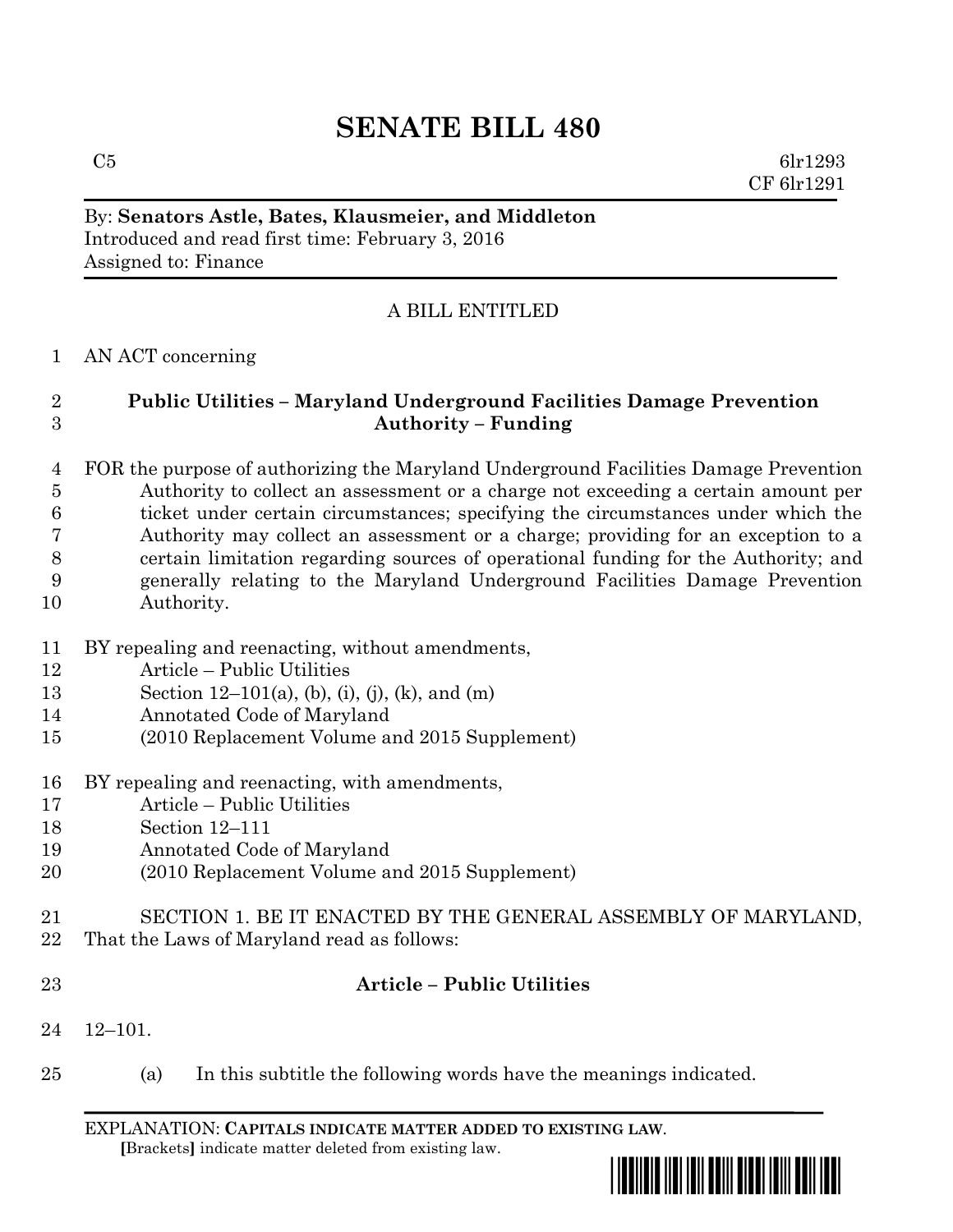# SENATE BILL 480

C5 6lr1293
CF 6lr1291

By: **Senators Astle, Bates, Klausmeier, and Middleton**
Introduced and read first time: February 3, 2016
Assigned to: Finance

A BILL ENTITLED

AN ACT concerning

**Public Utilities – Maryland Underground Facilities Damage Prevention Authority – Funding**

FOR the purpose of authorizing the Maryland Underground Facilities Damage Prevention Authority to collect an assessment or a charge not exceeding a certain amount per ticket under certain circumstances; specifying the circumstances under which the Authority may collect an assessment or a charge; providing for an exception to a certain limitation regarding sources of operational funding for the Authority; and generally relating to the Maryland Underground Facilities Damage Prevention Authority.

BY repealing and reenacting, without amendments,
Article – Public Utilities
Section 12–101(a), (b), (i), (j), (k), and (m)
Annotated Code of Maryland
(2010 Replacement Volume and 2015 Supplement)

BY repealing and reenacting, with amendments,
Article – Public Utilities
Section 12–111
Annotated Code of Maryland
(2010 Replacement Volume and 2015 Supplement)

SECTION 1. BE IT ENACTED BY THE GENERAL ASSEMBLY OF MARYLAND, That the Laws of Maryland read as follows:

**Article – Public Utilities**

12–101.

(a) In this subtitle the following words have the meanings indicated.

EXPLANATION: **CAPITALS INDICATE MATTER ADDED TO EXISTING LAW**.
**[**Brackets**]** indicate matter deleted from existing law.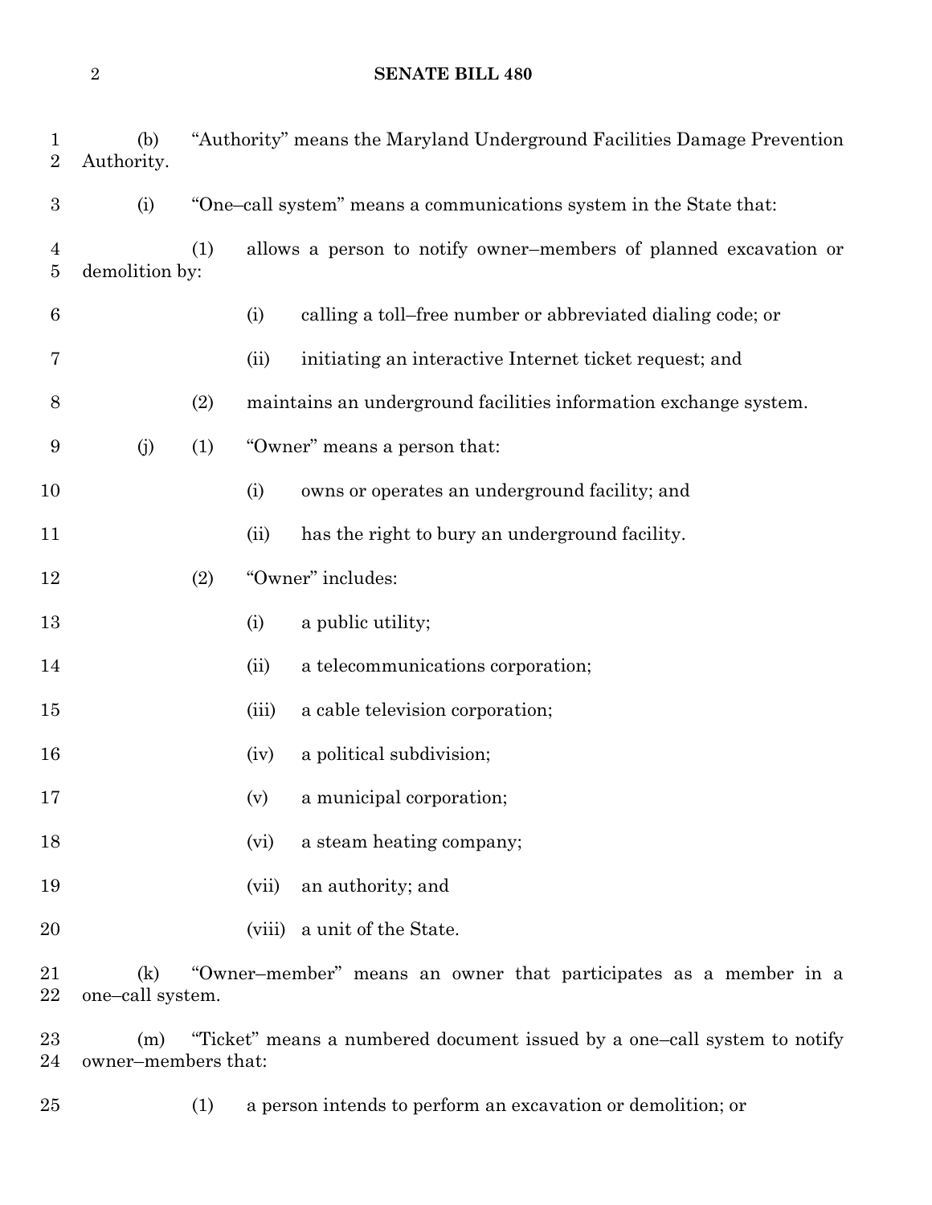(b) "Authority" means the Maryland Underground Facilities Damage Prevention Authority.

(i) "One–call system" means a communications system in the State that:

(1) allows a person to notify owner–members of planned excavation or demolition by:

(i) calling a toll–free number or abbreviated dialing code; or

(ii) initiating an interactive Internet ticket request; and

(2) maintains an underground facilities information exchange system.

(j) (1) "Owner" means a person that:

(i) owns or operates an underground facility; and

(ii) has the right to bury an underground facility.

(2) "Owner" includes:

(i) a public utility;

(ii) a telecommunications corporation;

(iii) a cable television corporation;

(iv) a political subdivision;

(v) a municipal corporation;

(vi) a steam heating company;

(vii) an authority; and

(viii) a unit of the State.

(k) "Owner–member" means an owner that participates as a member in a one–call system.

(m) "Ticket" means a numbered document issued by a one–call system to notify owner–members that:

(1) a person intends to perform an excavation or demolition; or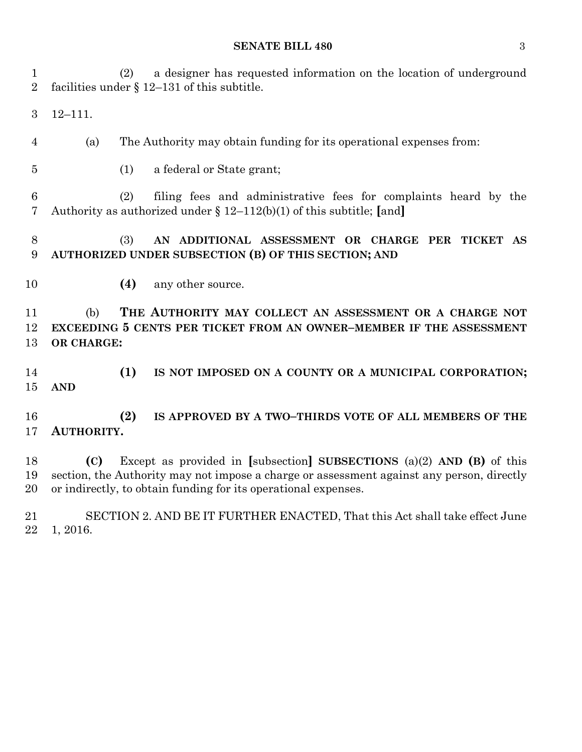(2) a designer has requested information on the location of underground facilities under § 12–131 of this subtitle.

12–111.

(a) The Authority may obtain funding for its operational expenses from:

(1) a federal or State grant;

(2) filing fees and administrative fees for complaints heard by the Authority as authorized under § 12–112(b)(1) of this subtitle; [and]

(3) **AN ADDITIONAL ASSESSMENT OR CHARGE PER TICKET AS AUTHORIZED UNDER SUBSECTION (B) OF THIS SECTION; AND**

**(4)** any other source.

(b) **THE AUTHORITY MAY COLLECT AN ASSESSMENT OR A CHARGE NOT EXCEEDING 5 CENTS PER TICKET FROM AN OWNER–MEMBER IF THE ASSESSMENT OR CHARGE:**

**(1) IS NOT IMPOSED ON A COUNTY OR A MUNICIPAL CORPORATION; AND**

**(2) IS APPROVED BY A TWO–THIRDS VOTE OF ALL MEMBERS OF THE AUTHORITY.**

**(C)** Except as provided in [subsection] **SUBSECTIONS** (a)(2) **AND (B)** of this section, the Authority may not impose a charge or assessment against any person, directly or indirectly, to obtain funding for its operational expenses.

SECTION 2. AND BE IT FURTHER ENACTED, That this Act shall take effect June 1, 2016.